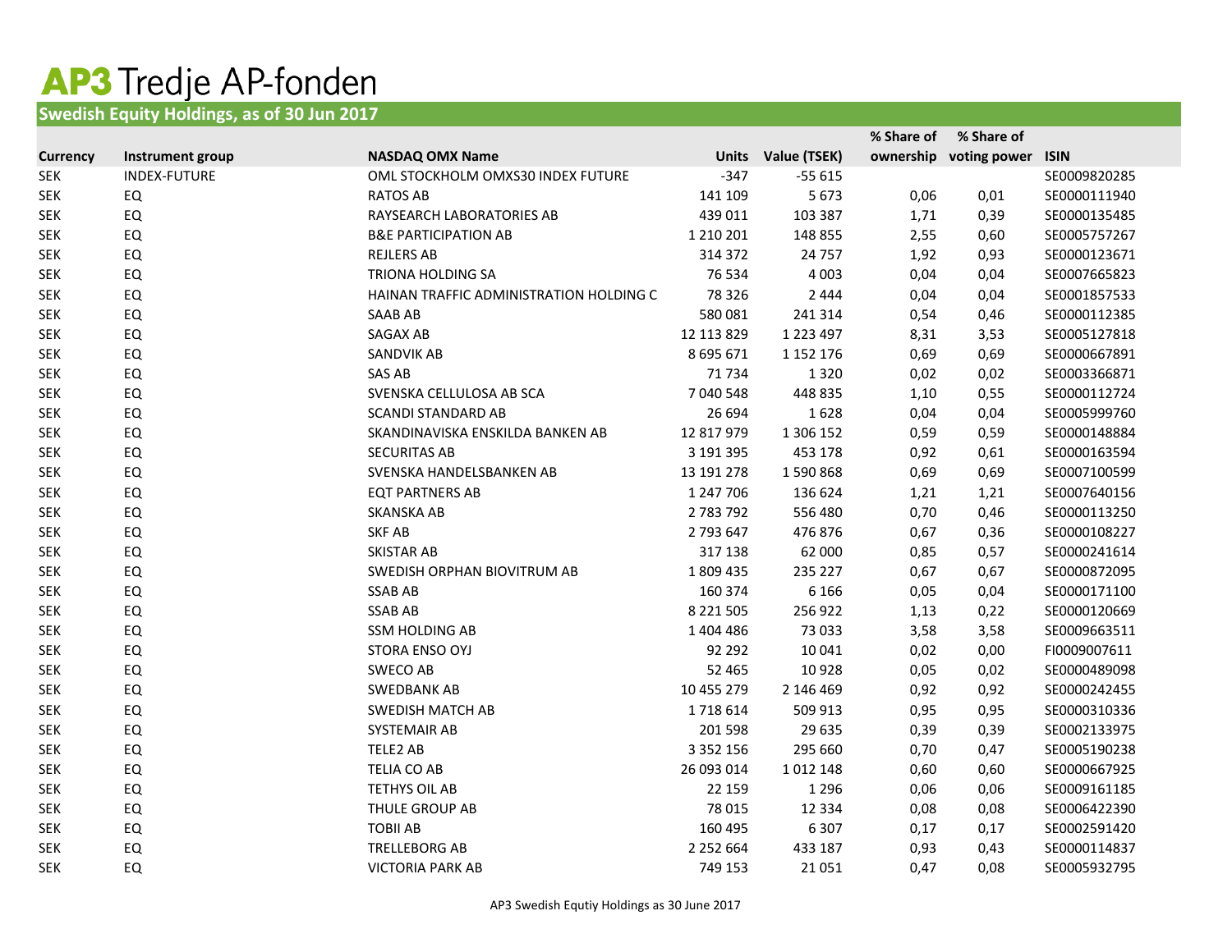# AP3 Tredje AP-fonden

## Swedish Equity Holdings, as of 30 Jun 2017

| Currency | Instrument group | NASDAQ OMX Name | Units | Value (TSEK) | % Share of ownership | % Share of voting power | ISIN |
|---|---|---|---|---|---|---|---|
| SEK | INDEX-FUTURE | OML STOCKHOLM OMXS30 INDEX FUTURE | -347 | -55 615 | | | SE0009820285 |
| SEK | EQ | RATOS AB | 141 109 | 5 673 | 0,06 | 0,01 | SE0000111940 |
| SEK | EQ | RAYSEARCH LABORATORIES AB | 439 011 | 103 387 | 1,71 | 0,39 | SE0000135485 |
| SEK | EQ | B&E PARTICIPATION AB | 1 210 201 | 148 855 | 2,55 | 0,60 | SE0005757267 |
| SEK | EQ | REJLERS AB | 314 372 | 24 757 | 1,92 | 0,93 | SE0000123671 |
| SEK | EQ | TRIONA HOLDING SA | 76 534 | 4 003 | 0,04 | 0,04 | SE0007665823 |
| SEK | EQ | HAINAN TRAFFIC ADMINISTRATION HOLDING C | 78 326 | 2 444 | 0,04 | 0,04 | SE0001857533 |
| SEK | EQ | SAAB AB | 580 081 | 241 314 | 0,54 | 0,46 | SE0000112385 |
| SEK | EQ | SAGAX AB | 12 113 829 | 1 223 497 | 8,31 | 3,53 | SE0005127818 |
| SEK | EQ | SANDVIK AB | 8 695 671 | 1 152 176 | 0,69 | 0,69 | SE0000667891 |
| SEK | EQ | SAS AB | 71 734 | 1 320 | 0,02 | 0,02 | SE0003366871 |
| SEK | EQ | SVENSKA CELLULOSA AB SCA | 7 040 548 | 448 835 | 1,10 | 0,55 | SE0000112724 |
| SEK | EQ | SCANDI STANDARD AB | 26 694 | 1 628 | 0,04 | 0,04 | SE0005999760 |
| SEK | EQ | SKANDINAVISKA ENSKILDA BANKEN AB | 12 817 979 | 1 306 152 | 0,59 | 0,59 | SE0000148884 |
| SEK | EQ | SECURITAS AB | 3 191 395 | 453 178 | 0,92 | 0,61 | SE0000163594 |
| SEK | EQ | SVENSKA HANDELSBANKEN AB | 13 191 278 | 1 590 868 | 0,69 | 0,69 | SE0007100599 |
| SEK | EQ | EQT PARTNERS AB | 1 247 706 | 136 624 | 1,21 | 1,21 | SE0007640156 |
| SEK | EQ | SKANSKA AB | 2 783 792 | 556 480 | 0,70 | 0,46 | SE0000113250 |
| SEK | EQ | SKF AB | 2 793 647 | 476 876 | 0,67 | 0,36 | SE0000108227 |
| SEK | EQ | SKISTAR AB | 317 138 | 62 000 | 0,85 | 0,57 | SE0000241614 |
| SEK | EQ | SWEDISH ORPHAN BIOVITRUM AB | 1 809 435 | 235 227 | 0,67 | 0,67 | SE0000872095 |
| SEK | EQ | SSAB AB | 160 374 | 6 166 | 0,05 | 0,04 | SE0000171100 |
| SEK | EQ | SSAB AB | 8 221 505 | 256 922 | 1,13 | 0,22 | SE0000120669 |
| SEK | EQ | SSM HOLDING AB | 1 404 486 | 73 033 | 3,58 | 3,58 | SE0009663511 |
| SEK | EQ | STORA ENSO OYJ | 92 292 | 10 041 | 0,02 | 0,00 | FI0009007611 |
| SEK | EQ | SWECO AB | 52 465 | 10 928 | 0,05 | 0,02 | SE0000489098 |
| SEK | EQ | SWEDBANK AB | 10 455 279 | 2 146 469 | 0,92 | 0,92 | SE0000242455 |
| SEK | EQ | SWEDISH MATCH AB | 1 718 614 | 509 913 | 0,95 | 0,95 | SE0000310336 |
| SEK | EQ | SYSTEMAIR AB | 201 598 | 29 635 | 0,39 | 0,39 | SE0002133975 |
| SEK | EQ | TELE2 AB | 3 352 156 | 295 660 | 0,70 | 0,47 | SE0005190238 |
| SEK | EQ | TELIA CO AB | 26 093 014 | 1 012 148 | 0,60 | 0,60 | SE0000667925 |
| SEK | EQ | TETHYS OIL AB | 22 159 | 1 296 | 0,06 | 0,06 | SE0009161185 |
| SEK | EQ | THULE GROUP AB | 78 015 | 12 334 | 0,08 | 0,08 | SE0006422390 |
| SEK | EQ | TOBII AB | 160 495 | 6 307 | 0,17 | 0,17 | SE0002591420 |
| SEK | EQ | TRELLEBORG AB | 2 252 664 | 433 187 | 0,93 | 0,43 | SE0000114837 |
| SEK | EQ | VICTORIA PARK AB | 749 153 | 21 051 | 0,47 | 0,08 | SE0005932795 |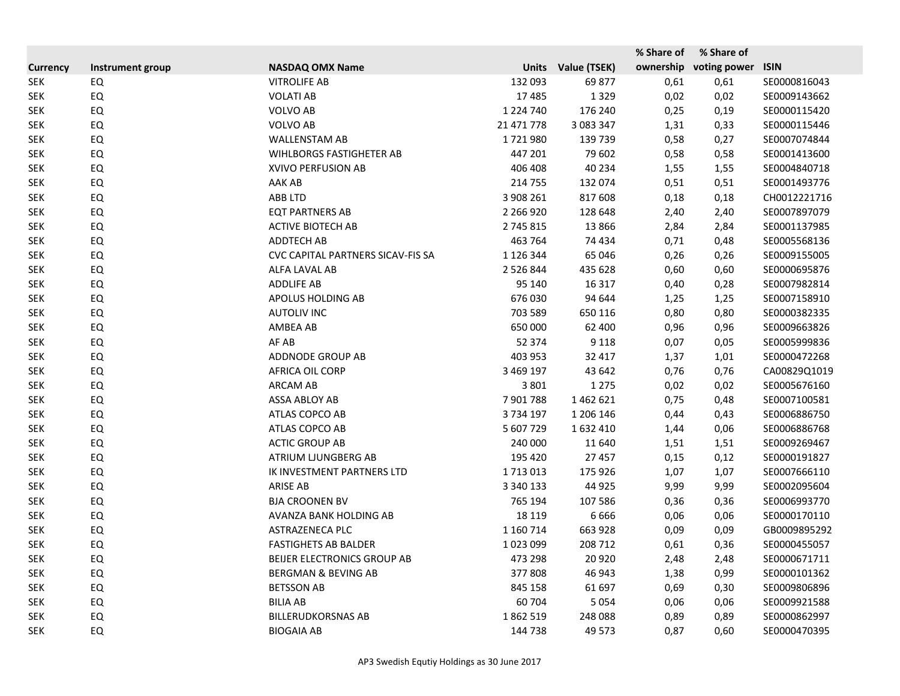| Currency | Instrument group | NASDAQ OMX Name | Units | Value (TSEK) | % Share of ownership | % Share of voting power | ISIN |
|---|---|---|---|---|---|---|---|
| SEK | EQ | VITROLIFE AB | 132 093 | 69 877 | 0,61 | 0,61 | SE0000816043 |
| SEK | EQ | VOLATI AB | 17 485 | 1 329 | 0,02 | 0,02 | SE0009143662 |
| SEK | EQ | VOLVO AB | 1 224 740 | 176 240 | 0,25 | 0,19 | SE0000115420 |
| SEK | EQ | VOLVO AB | 21 471 778 | 3 083 347 | 1,31 | 0,33 | SE0000115446 |
| SEK | EQ | WALLENSTAM AB | 1 721 980 | 139 739 | 0,58 | 0,27 | SE0007074844 |
| SEK | EQ | WIHLBORGS FASTIGHETER AB | 447 201 | 79 602 | 0,58 | 0,58 | SE0001413600 |
| SEK | EQ | XVIVO PERFUSION AB | 406 408 | 40 234 | 1,55 | 1,55 | SE0004840718 |
| SEK | EQ | AAK AB | 214 755 | 132 074 | 0,51 | 0,51 | SE0001493776 |
| SEK | EQ | ABB LTD | 3 908 261 | 817 608 | 0,18 | 0,18 | CH0012221716 |
| SEK | EQ | EQT PARTNERS AB | 2 266 920 | 128 648 | 2,40 | 2,40 | SE0007897079 |
| SEK | EQ | ACTIVE BIOTECH AB | 2 745 815 | 13 866 | 2,84 | 2,84 | SE0001137985 |
| SEK | EQ | ADDTECH AB | 463 764 | 74 434 | 0,71 | 0,48 | SE0005568136 |
| SEK | EQ | CVC CAPITAL PARTNERS SICAV-FIS SA | 1 126 344 | 65 046 | 0,26 | 0,26 | SE0009155005 |
| SEK | EQ | ALFA LAVAL AB | 2 526 844 | 435 628 | 0,60 | 0,60 | SE0000695876 |
| SEK | EQ | ADDLIFE AB | 95 140 | 16 317 | 0,40 | 0,28 | SE0007982814 |
| SEK | EQ | APOLUS HOLDING AB | 676 030 | 94 644 | 1,25 | 1,25 | SE0007158910 |
| SEK | EQ | AUTOLIV INC | 703 589 | 650 116 | 0,80 | 0,80 | SE0000382335 |
| SEK | EQ | AMBEA AB | 650 000 | 62 400 | 0,96 | 0,96 | SE0009663826 |
| SEK | EQ | AF AB | 52 374 | 9 118 | 0,07 | 0,05 | SE0005999836 |
| SEK | EQ | ADDNODE GROUP AB | 403 953 | 32 417 | 1,37 | 1,01 | SE0000472268 |
| SEK | EQ | AFRICA OIL CORP | 3 469 197 | 43 642 | 0,76 | 0,76 | CA00829Q1019 |
| SEK | EQ | ARCAM AB | 3 801 | 1 275 | 0,02 | 0,02 | SE0005676160 |
| SEK | EQ | ASSA ABLOY AB | 7 901 788 | 1 462 621 | 0,75 | 0,48 | SE0007100581 |
| SEK | EQ | ATLAS COPCO AB | 3 734 197 | 1 206 146 | 0,44 | 0,43 | SE0006886750 |
| SEK | EQ | ATLAS COPCO AB | 5 607 729 | 1 632 410 | 1,44 | 0,06 | SE0006886768 |
| SEK | EQ | ACTIC GROUP AB | 240 000 | 11 640 | 1,51 | 1,51 | SE0009269467 |
| SEK | EQ | ATRIUM LJUNGBERG AB | 195 420 | 27 457 | 0,15 | 0,12 | SE0000191827 |
| SEK | EQ | IK INVESTMENT PARTNERS LTD | 1 713 013 | 175 926 | 1,07 | 1,07 | SE0007666110 |
| SEK | EQ | ARISE AB | 3 340 133 | 44 925 | 9,99 | 9,99 | SE0002095604 |
| SEK | EQ | BJA CROONEN BV | 765 194 | 107 586 | 0,36 | 0,36 | SE0006993770 |
| SEK | EQ | AVANZA BANK HOLDING AB | 18 119 | 6 666 | 0,06 | 0,06 | SE0000170110 |
| SEK | EQ | ASTRAZENECA PLC | 1 160 714 | 663 928 | 0,09 | 0,09 | GB0009895292 |
| SEK | EQ | FASTIGHETS AB BALDER | 1 023 099 | 208 712 | 0,61 | 0,36 | SE0000455057 |
| SEK | EQ | BEIJER ELECTRONICS GROUP AB | 473 298 | 20 920 | 2,48 | 2,48 | SE0000671711 |
| SEK | EQ | BERGMAN & BEVING AB | 377 808 | 46 943 | 1,38 | 0,99 | SE0000101362 |
| SEK | EQ | BETSSON AB | 845 158 | 61 697 | 0,69 | 0,30 | SE0009806896 |
| SEK | EQ | BILIA AB | 60 704 | 5 054 | 0,06 | 0,06 | SE0009921588 |
| SEK | EQ | BILLERUDKORSNAS AB | 1 862 519 | 248 088 | 0,89 | 0,89 | SE0000862997 |
| SEK | EQ | BIOGAIA AB | 144 738 | 49 573 | 0,87 | 0,60 | SE0000470395 |

AP3 Swedish Equtiy Holdings as 30 June 2017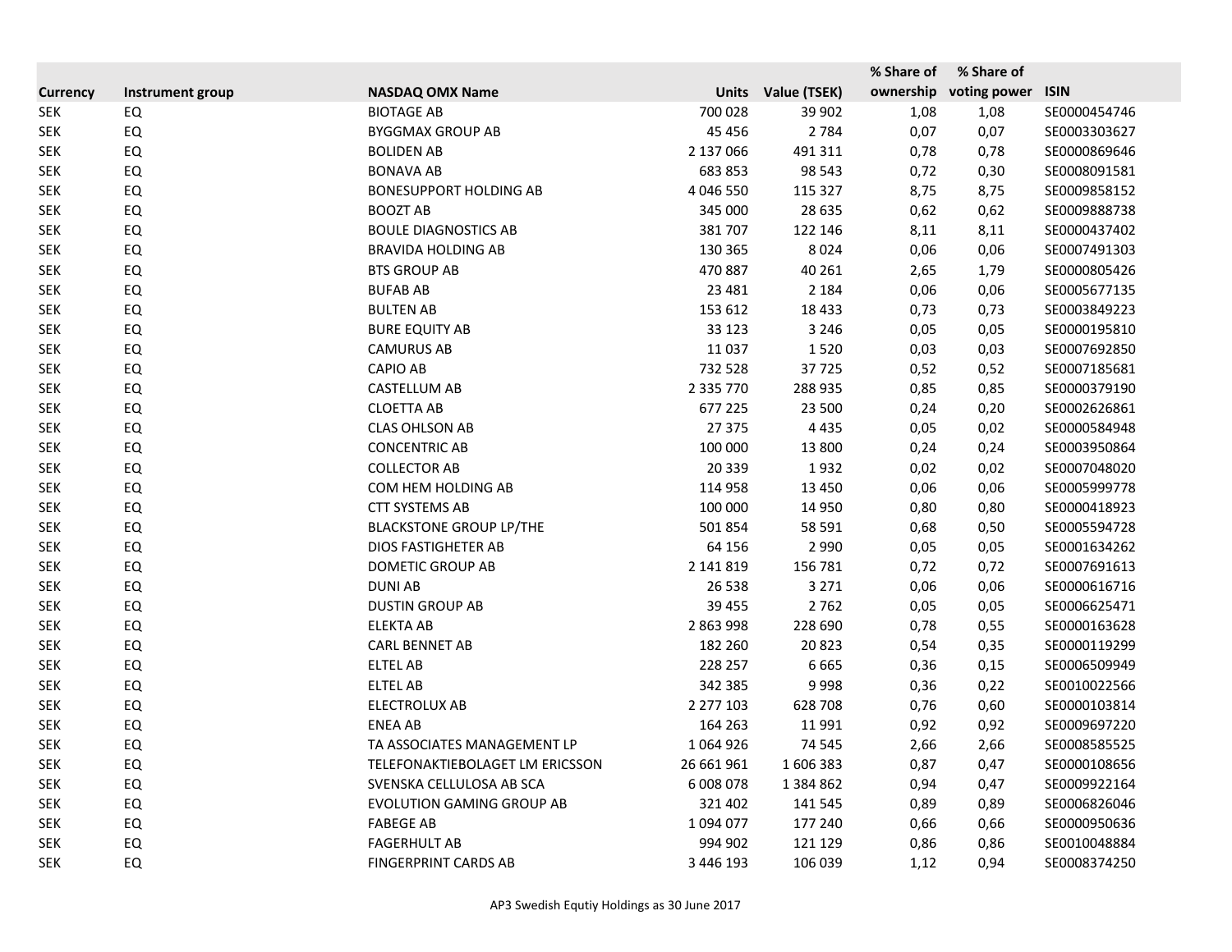| Currency | Instrument group | NASDAQ OMX Name | Units | Value (TSEK) | % Share of ownership | % Share of voting power | ISIN |
|---|---|---|---|---|---|---|---|
| SEK | EQ | BIOTAGE AB | 700 028 | 39 902 | 1,08 | 1,08 | SE0000454746 |
| SEK | EQ | BYGGMAX GROUP AB | 45 456 | 2 784 | 0,07 | 0,07 | SE0003303627 |
| SEK | EQ | BOLIDEN AB | 2 137 066 | 491 311 | 0,78 | 0,78 | SE0000869646 |
| SEK | EQ | BONAVA AB | 683 853 | 98 543 | 0,72 | 0,30 | SE0008091581 |
| SEK | EQ | BONESUPPORT HOLDING AB | 4 046 550 | 115 327 | 8,75 | 8,75 | SE0009858152 |
| SEK | EQ | BOOZT AB | 345 000 | 28 635 | 0,62 | 0,62 | SE0009888738 |
| SEK | EQ | BOULE DIAGNOSTICS AB | 381 707 | 122 146 | 8,11 | 8,11 | SE0000437402 |
| SEK | EQ | BRAVIDA HOLDING AB | 130 365 | 8 024 | 0,06 | 0,06 | SE0007491303 |
| SEK | EQ | BTS GROUP AB | 470 887 | 40 261 | 2,65 | 1,79 | SE0000805426 |
| SEK | EQ | BUFAB AB | 23 481 | 2 184 | 0,06 | 0,06 | SE0005677135 |
| SEK | EQ | BULTEN AB | 153 612 | 18 433 | 0,73 | 0,73 | SE0003849223 |
| SEK | EQ | BURE EQUITY AB | 33 123 | 3 246 | 0,05 | 0,05 | SE0000195810 |
| SEK | EQ | CAMURUS AB | 11 037 | 1 520 | 0,03 | 0,03 | SE0007692850 |
| SEK | EQ | CAPIO AB | 732 528 | 37 725 | 0,52 | 0,52 | SE0007185681 |
| SEK | EQ | CASTELLUM AB | 2 335 770 | 288 935 | 0,85 | 0,85 | SE0000379190 |
| SEK | EQ | CLOETTA AB | 677 225 | 23 500 | 0,24 | 0,20 | SE0002626861 |
| SEK | EQ | CLAS OHLSON AB | 27 375 | 4 435 | 0,05 | 0,02 | SE0000584948 |
| SEK | EQ | CONCENTRIC AB | 100 000 | 13 800 | 0,24 | 0,24 | SE0003950864 |
| SEK | EQ | COLLECTOR AB | 20 339 | 1 932 | 0,02 | 0,02 | SE0007048020 |
| SEK | EQ | COM HEM HOLDING AB | 114 958 | 13 450 | 0,06 | 0,06 | SE0005999778 |
| SEK | EQ | CTT SYSTEMS AB | 100 000 | 14 950 | 0,80 | 0,80 | SE0000418923 |
| SEK | EQ | BLACKSTONE GROUP LP/THE | 501 854 | 58 591 | 0,68 | 0,50 | SE0005594728 |
| SEK | EQ | DIOS FASTIGHETER AB | 64 156 | 2 990 | 0,05 | 0,05 | SE0001634262 |
| SEK | EQ | DOMETIC GROUP AB | 2 141 819 | 156 781 | 0,72 | 0,72 | SE0007691613 |
| SEK | EQ | DUNI AB | 26 538 | 3 271 | 0,06 | 0,06 | SE0000616716 |
| SEK | EQ | DUSTIN GROUP AB | 39 455 | 2 762 | 0,05 | 0,05 | SE0006625471 |
| SEK | EQ | ELEKTA AB | 2 863 998 | 228 690 | 0,78 | 0,55 | SE0000163628 |
| SEK | EQ | CARL BENNET AB | 182 260 | 20 823 | 0,54 | 0,35 | SE0000119299 |
| SEK | EQ | ELTEL AB | 228 257 | 6 665 | 0,36 | 0,15 | SE0006509949 |
| SEK | EQ | ELTEL AB | 342 385 | 9 998 | 0,36 | 0,22 | SE0010022566 |
| SEK | EQ | ELECTROLUX AB | 2 277 103 | 628 708 | 0,76 | 0,60 | SE0000103814 |
| SEK | EQ | ENEA AB | 164 263 | 11 991 | 0,92 | 0,92 | SE0009697220 |
| SEK | EQ | TA ASSOCIATES MANAGEMENT LP | 1 064 926 | 74 545 | 2,66 | 2,66 | SE0008585525 |
| SEK | EQ | TELEFONAKTIEBOLAGET LM ERICSSON | 26 661 961 | 1 606 383 | 0,87 | 0,47 | SE0000108656 |
| SEK | EQ | SVENSKA CELLULOSA AB SCA | 6 008 078 | 1 384 862 | 0,94 | 0,47 | SE0009922164 |
| SEK | EQ | EVOLUTION GAMING GROUP AB | 321 402 | 141 545 | 0,89 | 0,89 | SE0006826046 |
| SEK | EQ | FABEGE AB | 1 094 077 | 177 240 | 0,66 | 0,66 | SE0000950636 |
| SEK | EQ | FAGERHULT AB | 994 902 | 121 129 | 0,86 | 0,86 | SE0010048884 |
| SEK | EQ | FINGERPRINT CARDS AB | 3 446 193 | 106 039 | 1,12 | 0,94 | SE0008374250 |

AP3 Swedish Equtiy Holdings as 30 June 2017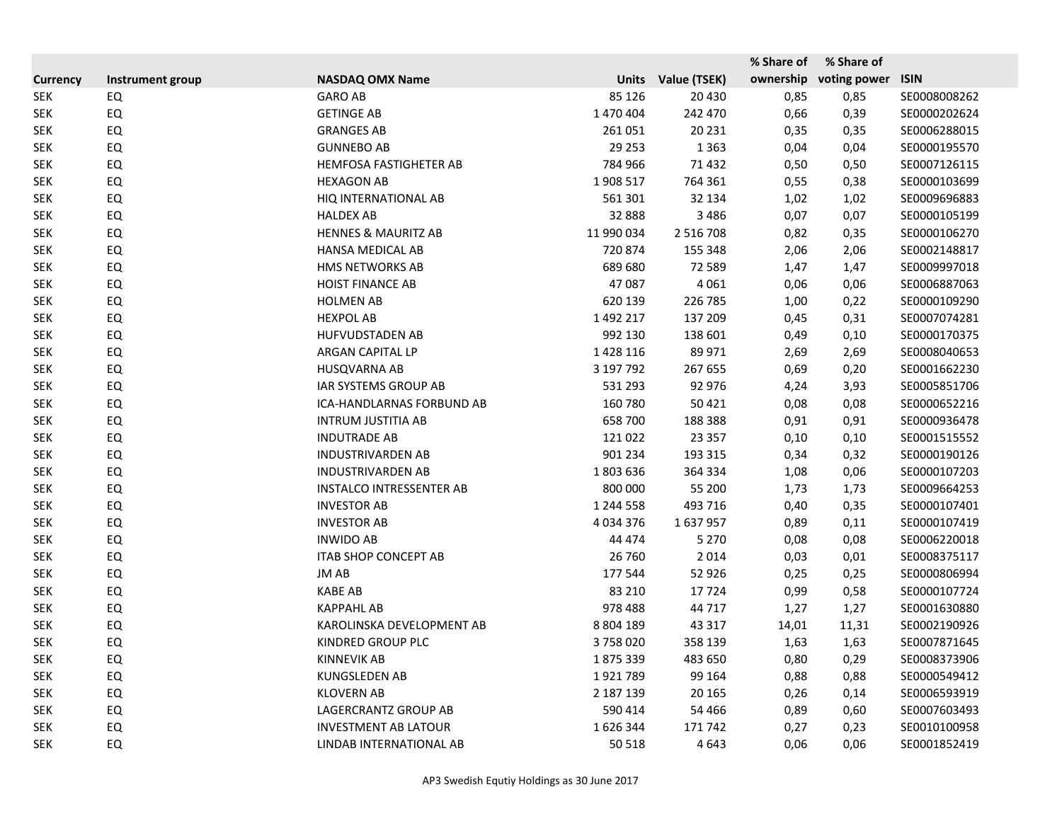| Currency | Instrument group | NASDAQ OMX Name | Units | Value (TSEK) | % Share of ownership | % Share of voting power | ISIN |
|---|---|---|---|---|---|---|---|
| SEK | EQ | GARO AB | 85 126 | 20 430 | 0,85 | 0,85 | SE0008008262 |
| SEK | EQ | GETINGE AB | 1 470 404 | 242 470 | 0,66 | 0,39 | SE0000202624 |
| SEK | EQ | GRANGES AB | 261 051 | 20 231 | 0,35 | 0,35 | SE0006288015 |
| SEK | EQ | GUNNEBO AB | 29 253 | 1 363 | 0,04 | 0,04 | SE0000195570 |
| SEK | EQ | HEMFOSA FASTIGHETER AB | 784 966 | 71 432 | 0,50 | 0,50 | SE0007126115 |
| SEK | EQ | HEXAGON AB | 1 908 517 | 764 361 | 0,55 | 0,38 | SE0000103699 |
| SEK | EQ | HIQ INTERNATIONAL AB | 561 301 | 32 134 | 1,02 | 1,02 | SE0009696883 |
| SEK | EQ | HALDEX AB | 32 888 | 3 486 | 0,07 | 0,07 | SE0000105199 |
| SEK | EQ | HENNES & MAURITZ AB | 11 990 034 | 2 516 708 | 0,82 | 0,35 | SE0000106270 |
| SEK | EQ | HANSA MEDICAL AB | 720 874 | 155 348 | 2,06 | 2,06 | SE0002148817 |
| SEK | EQ | HMS NETWORKS AB | 689 680 | 72 589 | 1,47 | 1,47 | SE0009997018 |
| SEK | EQ | HOIST FINANCE AB | 47 087 | 4 061 | 0,06 | 0,06 | SE0006887063 |
| SEK | EQ | HOLMEN AB | 620 139 | 226 785 | 1,00 | 0,22 | SE0000109290 |
| SEK | EQ | HEXPOL AB | 1 492 217 | 137 209 | 0,45 | 0,31 | SE0007074281 |
| SEK | EQ | HUFVUDSTADEN AB | 992 130 | 138 601 | 0,49 | 0,10 | SE0000170375 |
| SEK | EQ | ARGAN CAPITAL LP | 1 428 116 | 89 971 | 2,69 | 2,69 | SE0008040653 |
| SEK | EQ | HUSQVARNA AB | 3 197 792 | 267 655 | 0,69 | 0,20 | SE0001662230 |
| SEK | EQ | IAR SYSTEMS GROUP AB | 531 293 | 92 976 | 4,24 | 3,93 | SE0005851706 |
| SEK | EQ | ICA-HANDLARNAS FORBUND AB | 160 780 | 50 421 | 0,08 | 0,08 | SE0000652216 |
| SEK | EQ | INTRUM JUSTITIA AB | 658 700 | 188 388 | 0,91 | 0,91 | SE0000936478 |
| SEK | EQ | INDUTRADE AB | 121 022 | 23 357 | 0,10 | 0,10 | SE0001515552 |
| SEK | EQ | INDUSTRIVARDEN AB | 901 234 | 193 315 | 0,34 | 0,32 | SE0000190126 |
| SEK | EQ | INDUSTRIVARDEN AB | 1 803 636 | 364 334 | 1,08 | 0,06 | SE0000107203 |
| SEK | EQ | INSTALCO INTRESSENTER AB | 800 000 | 55 200 | 1,73 | 1,73 | SE0009664253 |
| SEK | EQ | INVESTOR AB | 1 244 558 | 493 716 | 0,40 | 0,35 | SE0000107401 |
| SEK | EQ | INVESTOR AB | 4 034 376 | 1 637 957 | 0,89 | 0,11 | SE0000107419 |
| SEK | EQ | INWIDO AB | 44 474 | 5 270 | 0,08 | 0,08 | SE0006220018 |
| SEK | EQ | ITAB SHOP CONCEPT AB | 26 760 | 2 014 | 0,03 | 0,01 | SE0008375117 |
| SEK | EQ | JM AB | 177 544 | 52 926 | 0,25 | 0,25 | SE0000806994 |
| SEK | EQ | KABE AB | 83 210 | 17 724 | 0,99 | 0,58 | SE0000107724 |
| SEK | EQ | KAPPAHL AB | 978 488 | 44 717 | 1,27 | 1,27 | SE0001630880 |
| SEK | EQ | KAROLINSKA DEVELOPMENT AB | 8 804 189 | 43 317 | 14,01 | 11,31 | SE0002190926 |
| SEK | EQ | KINDRED GROUP PLC | 3 758 020 | 358 139 | 1,63 | 1,63 | SE0007871645 |
| SEK | EQ | KINNEVIK AB | 1 875 339 | 483 650 | 0,80 | 0,29 | SE0008373906 |
| SEK | EQ | KUNGSLEDEN AB | 1 921 789 | 99 164 | 0,88 | 0,88 | SE0000549412 |
| SEK | EQ | KLOVERN AB | 2 187 139 | 20 165 | 0,26 | 0,14 | SE0006593919 |
| SEK | EQ | LAGERCRANTZ GROUP AB | 590 414 | 54 466 | 0,89 | 0,60 | SE0007603493 |
| SEK | EQ | INVESTMENT AB LATOUR | 1 626 344 | 171 742 | 0,27 | 0,23 | SE0010100958 |
| SEK | EQ | LINDAB INTERNATIONAL AB | 50 518 | 4 643 | 0,06 | 0,06 | SE0001852419 |

AP3 Swedish Equtiy Holdings as 30 June 2017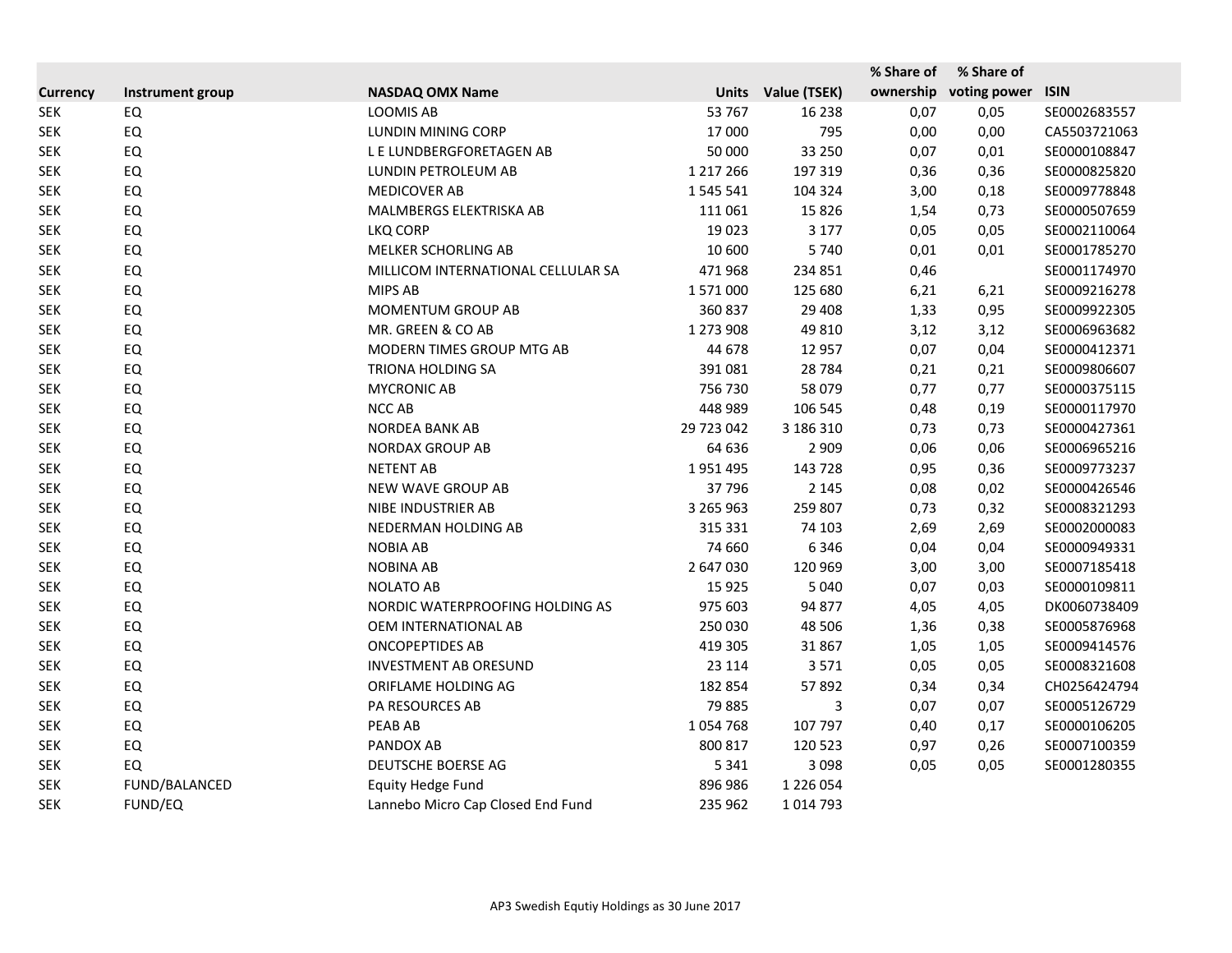| Currency | Instrument group | NASDAQ OMX Name | Units | Value (TSEK) | % Share of ownership | % Share of voting power | ISIN |
|---|---|---|---|---|---|---|---|
| SEK | EQ | LOOMIS AB | 53 767 | 16 238 | 0,07 | 0,05 | SE0002683557 |
| SEK | EQ | LUNDIN MINING CORP | 17 000 | 795 | 0,00 | 0,00 | CA5503721063 |
| SEK | EQ | L E LUNDBERGFORETAGEN AB | 50 000 | 33 250 | 0,07 | 0,01 | SE0000108847 |
| SEK | EQ | LUNDIN PETROLEUM AB | 1 217 266 | 197 319 | 0,36 | 0,36 | SE0000825820 |
| SEK | EQ | MEDICOVER AB | 1 545 541 | 104 324 | 3,00 | 0,18 | SE0009778848 |
| SEK | EQ | MALMBERGS ELEKTRISKA AB | 111 061 | 15 826 | 1,54 | 0,73 | SE0000507659 |
| SEK | EQ | LKQ CORP | 19 023 | 3 177 | 0,05 | 0,05 | SE0002110064 |
| SEK | EQ | MELKER SCHORLING AB | 10 600 | 5 740 | 0,01 | 0,01 | SE0001785270 |
| SEK | EQ | MILLICOM INTERNATIONAL CELLULAR SA | 471 968 | 234 851 | 0,46 | | SE0001174970 |
| SEK | EQ | MIPS AB | 1 571 000 | 125 680 | 6,21 | 6,21 | SE0009216278 |
| SEK | EQ | MOMENTUM GROUP AB | 360 837 | 29 408 | 1,33 | 0,95 | SE0009922305 |
| SEK | EQ | MR. GREEN & CO AB | 1 273 908 | 49 810 | 3,12 | 3,12 | SE0006963682 |
| SEK | EQ | MODERN TIMES GROUP MTG AB | 44 678 | 12 957 | 0,07 | 0,04 | SE0000412371 |
| SEK | EQ | TRIONA HOLDING SA | 391 081 | 28 784 | 0,21 | 0,21 | SE0009806607 |
| SEK | EQ | MYCRONIC AB | 756 730 | 58 079 | 0,77 | 0,77 | SE0000375115 |
| SEK | EQ | NCC AB | 448 989 | 106 545 | 0,48 | 0,19 | SE0000117970 |
| SEK | EQ | NORDEA BANK AB | 29 723 042 | 3 186 310 | 0,73 | 0,73 | SE0000427361 |
| SEK | EQ | NORDAX GROUP AB | 64 636 | 2 909 | 0,06 | 0,06 | SE0006965216 |
| SEK | EQ | NETENT AB | 1 951 495 | 143 728 | 0,95 | 0,36 | SE0009773237 |
| SEK | EQ | NEW WAVE GROUP AB | 37 796 | 2 145 | 0,08 | 0,02 | SE0000426546 |
| SEK | EQ | NIBE INDUSTRIER AB | 3 265 963 | 259 807 | 0,73 | 0,32 | SE0008321293 |
| SEK | EQ | NEDERMAN HOLDING AB | 315 331 | 74 103 | 2,69 | 2,69 | SE0002000083 |
| SEK | EQ | NOBIA AB | 74 660 | 6 346 | 0,04 | 0,04 | SE0000949331 |
| SEK | EQ | NOBINA AB | 2 647 030 | 120 969 | 3,00 | 3,00 | SE0007185418 |
| SEK | EQ | NOLATO AB | 15 925 | 5 040 | 0,07 | 0,03 | SE0000109811 |
| SEK | EQ | NORDIC WATERPROOFING HOLDING AS | 975 603 | 94 877 | 4,05 | 4,05 | DK0060738409 |
| SEK | EQ | OEM INTERNATIONAL AB | 250 030 | 48 506 | 1,36 | 0,38 | SE0005876968 |
| SEK | EQ | ONCOPEPTIDES AB | 419 305 | 31 867 | 1,05 | 1,05 | SE0009414576 |
| SEK | EQ | INVESTMENT AB ORESUND | 23 114 | 3 571 | 0,05 | 0,05 | SE0008321608 |
| SEK | EQ | ORIFLAME HOLDING AG | 182 854 | 57 892 | 0,34 | 0,34 | CH0256424794 |
| SEK | EQ | PA RESOURCES AB | 79 885 | 3 | 0,07 | 0,07 | SE0005126729 |
| SEK | EQ | PEAB AB | 1 054 768 | 107 797 | 0,40 | 0,17 | SE0000106205 |
| SEK | EQ | PANDOX AB | 800 817 | 120 523 | 0,97 | 0,26 | SE0007100359 |
| SEK | EQ | DEUTSCHE BOERSE AG | 5 341 | 3 098 | 0,05 | 0,05 | SE0001280355 |
| SEK | FUND/BALANCED | Equity Hedge Fund | 896 986 | 1 226 054 | | | |
| SEK | FUND/EQ | Lannebo Micro Cap Closed End Fund | 235 962 | 1 014 793 | | | |

AP3 Swedish Equtiy Holdings as 30 June 2017